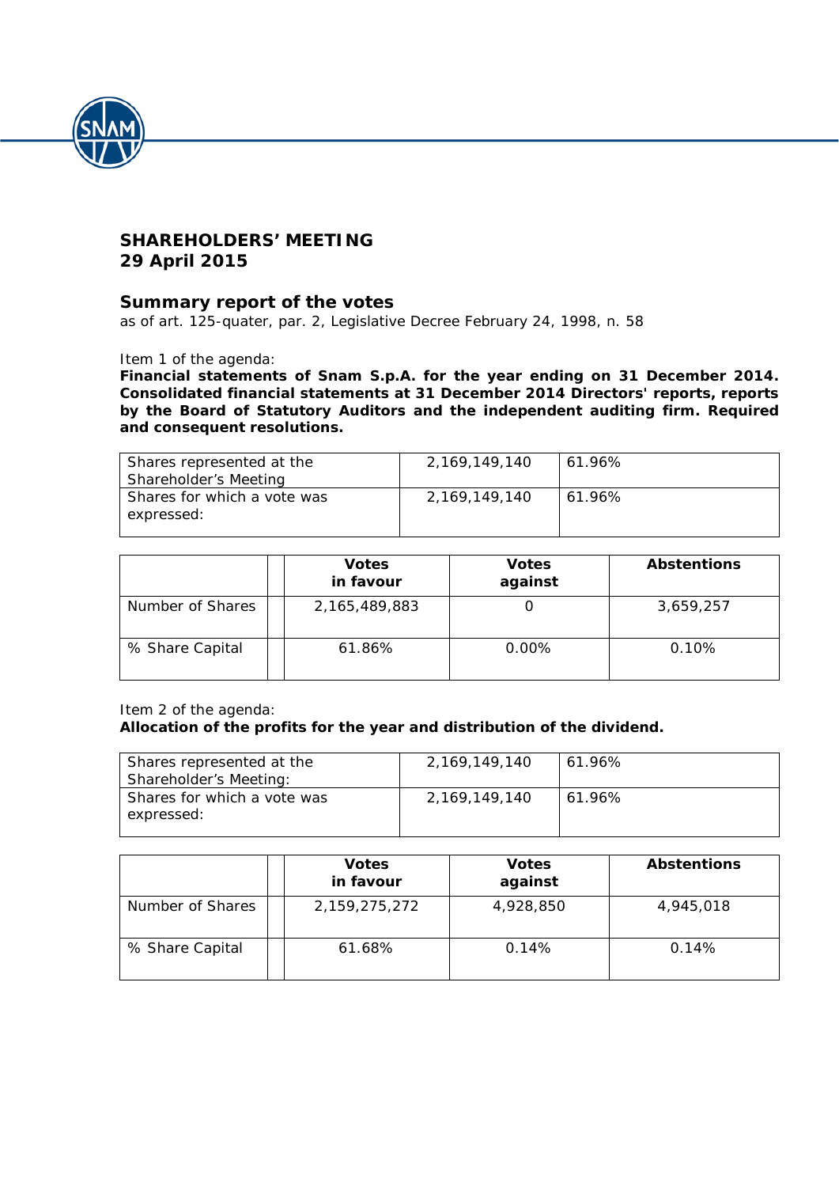# SHAREHOLDERS' MEETING
# 29 April 2015

## Summary report of the votes

as of art. 125-quater, par. 2, Legislative Decree February 24, 1998, n. 58

Item 1 of the agenda:

**Financial statements of Snam S.p.A. for the year ending on 31 December 2014. Consolidated financial statements at 31 December 2014 Directors' reports, reports by the Board of Statutory Auditors and the independent auditing firm. Required and consequent resolutions.**

| | | |
|---|---|---|
| Shares represented at the Shareholder's Meeting | 2,169,149,140 | 61.96% |
| Shares for which a vote was expressed: | 2,169,149,140 | 61.96% |

| | | Votes in favour | Votes against | Abstentions |
|---|---|---|---|---|
| Number of Shares | | 2,165,489,883 | 0 | 3,659,257 |
| % Share Capital | | 61.86% | 0.00% | 0.10% |

Item 2 of the agenda:

**Allocation of the profits for the year and distribution of the dividend.**

| | | |
|---|---|---|
| Shares represented at the Shareholder's Meeting: | 2,169,149,140 | 61.96% |
| Shares for which a vote was expressed: | 2,169,149,140 | 61.96% |

| | | Votes in favour | Votes against | Abstentions |
|---|---|---|---|---|
| Number of Shares | | 2,159,275,272 | 4,928,850 | 4,945,018 |
| % Share Capital | | 61.68% | 0.14% | 0.14% |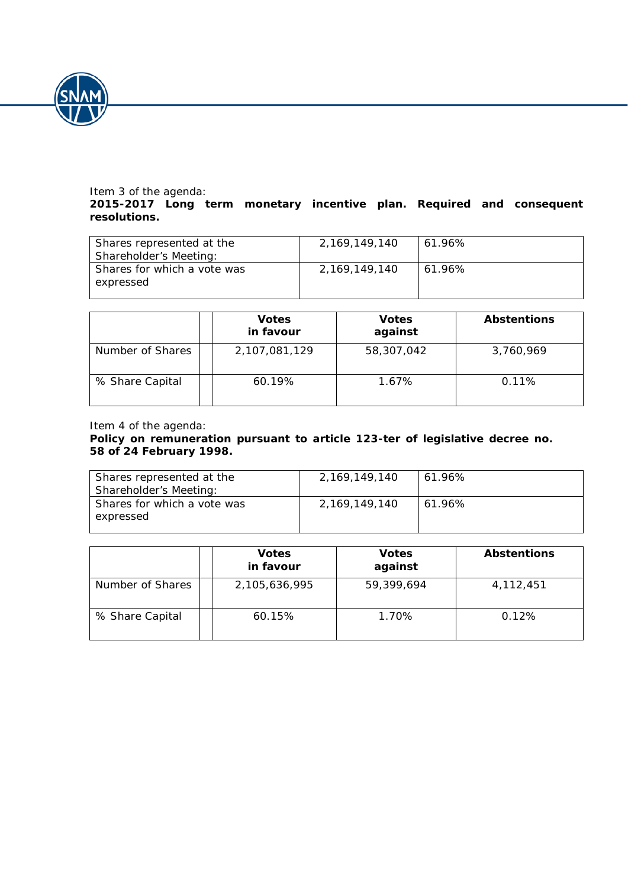Item 3 of the agenda:

**2015-2017 Long term monetary incentive plan. Required and consequent resolutions.**

| | | |
|---|---|---|
| Shares represented at the Shareholder's Meeting: | 2,169,149,140 | 61.96% |
| Shares for which a vote was expressed | 2,169,149,140 | 61.96% |

| | | Votes in favour | Votes against | Abstentions |
|---|---|---|---|---|
| Number of Shares | | 2,107,081,129 | 58,307,042 | 3,760,969 |
| % Share Capital | | 60.19% | 1.67% | 0.11% |

Item 4 of the agenda:

**Policy on remuneration pursuant to article 123-ter of legislative decree no. 58 of 24 February 1998.**

| | | |
|---|---|---|
| Shares represented at the Shareholder's Meeting: | 2,169,149,140 | 61.96% |
| Shares for which a vote was expressed | 2,169,149,140 | 61.96% |

| | | Votes in favour | Votes against | Abstentions |
|---|---|---|---|---|
| Number of Shares | | 2,105,636,995 | 59,399,694 | 4,112,451 |
| % Share Capital | | 60.15% | 1.70% | 0.12% |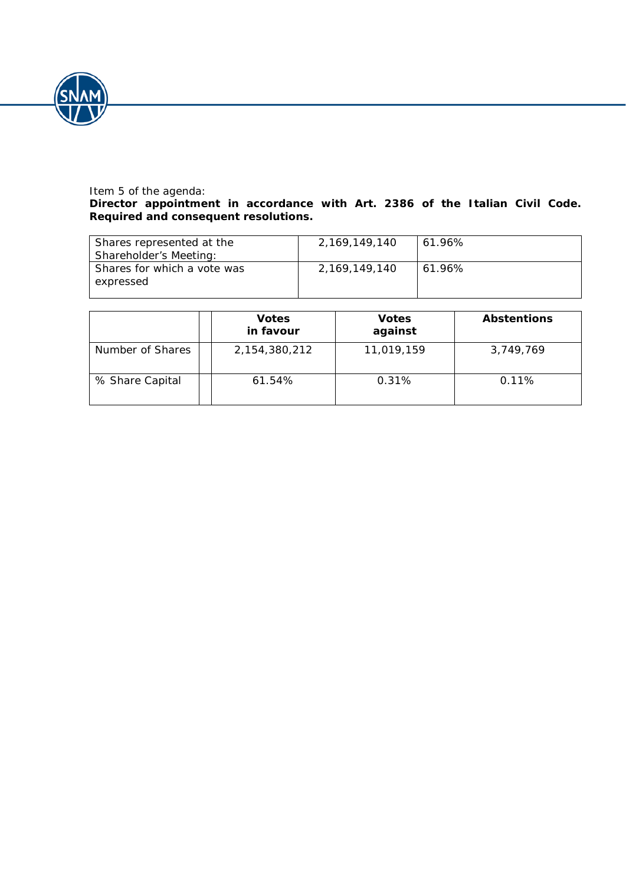Item 5 of the agenda:

**Director appointment in accordance with Art. 2386 of the Italian Civil Code. Required and consequent resolutions.**

| | | |
|---|---|---|
| Shares represented at the Shareholder's Meeting: | 2,169,149,140 | 61.96% |
| Shares for which a vote was expressed | 2,169,149,140 | 61.96% |

| | | Votes in favour | Votes against | Abstentions |
|---|---|---|---|---|
| Number of Shares | | 2,154,380,212 | 11,019,159 | 3,749,769 |
| % Share Capital | | 61.54% | 0.31% | 0.11% |